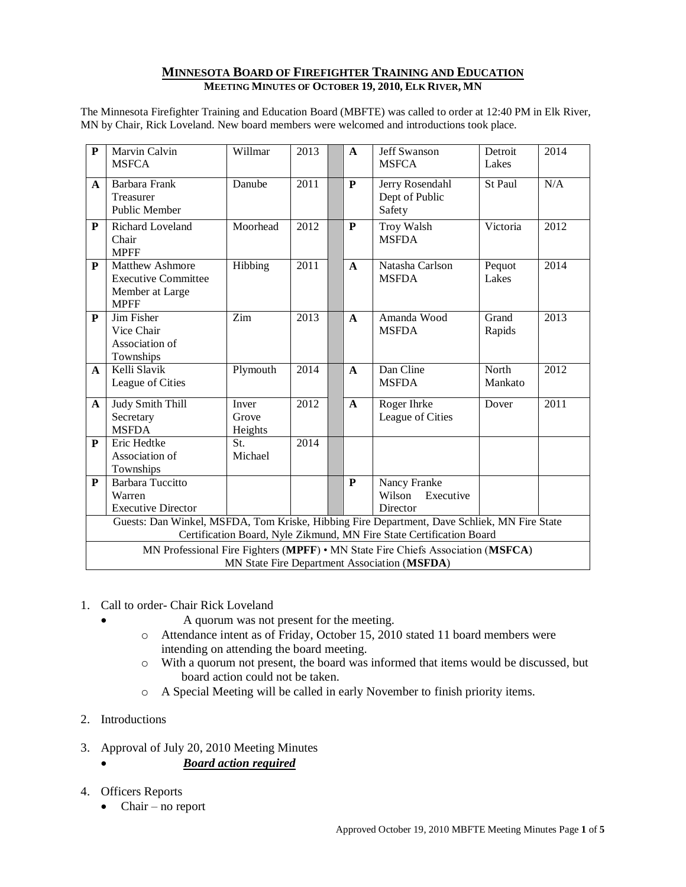# MINNESOTA BOARD OF FIREFIGHTER TRAINING AND EDUCATION

## MEETING MINUTES OF OCTOBER 19, 2010, ELK RIVER, MN

The Minnesota Firefighter Training and Education Board (MBFTE) was called to order at 12:40 PM in Elk River, MN by Chair, Rick Loveland. New board members were welcomed and introductions took place.

| | | | | | | | | |
|---|---|---|---|---|---|---|---|---|
| P | Marvin Calvin MSFCA | Willmar | 2013 | | A | Jeff Swanson MSFCA | Detroit Lakes | 2014 |
| A | Barbara Frank Treasurer Public Member | Danube | 2011 | | P | Jerry Rosendahl Dept of Public Safety | St Paul | N/A |
| P | Richard Loveland Chair MPFF | Moorhead | 2012 | | P | Troy Walsh MSFDA | Victoria | 2012 |
| P | Matthew Ashmore Executive Committee Member at Large MPFF | Hibbing | 2011 | | A | Natasha Carlson MSFDA | Pequot Lakes | 2014 |
| P | Jim Fisher Vice Chair Association of Townships | Zim | 2013 | | A | Amanda Wood MSFDA | Grand Rapids | 2013 |
| A | Kelli Slavik League of Cities | Plymouth | 2014 | | A | Dan Cline MSFDA | North Mankato | 2012 |
| A | Judy Smith Thill Secretary MSFDA | Inver Grove Heights | 2012 | | A | Roger Ihrke League of Cities | Dover | 2011 |
| P | Eric Hedtke Association of Townships | St. Michael | 2014 | | | | | |
| P | Barbara Tuccitto Warren Executive Director | | | | P | Nancy Franke Wilson Executive Director | | |
| Guests: Dan Winkel, MSFDA, Tom Kriske, Hibbing Fire Department, Dave Schliek, MN Fire State Certification Board, Nyle Zikmund, MN Fire State Certification Board | | | | | | | | |
| MN Professional Fire Fighters (**MPFF**) • MN State Fire Chiefs Association (**MSFCA**) MN State Fire Department Association (**MSFDA**) | | | | | | | | |

1. Call to order- Chair Rick Loveland
   - A quorum was not present for the meeting.
     - Attendance intent as of Friday, October 15, 2010 stated 11 board members were intending on attending the board meeting.
     - With a quorum not present, the board was informed that items would be discussed, but board action could not be taken.
     - A Special Meeting will be called in early November to finish priority items.

2. Introductions

3. Approval of July 20, 2010 Meeting Minutes
   - ***Board action required***

4. Officers Reports
   - Chair – no report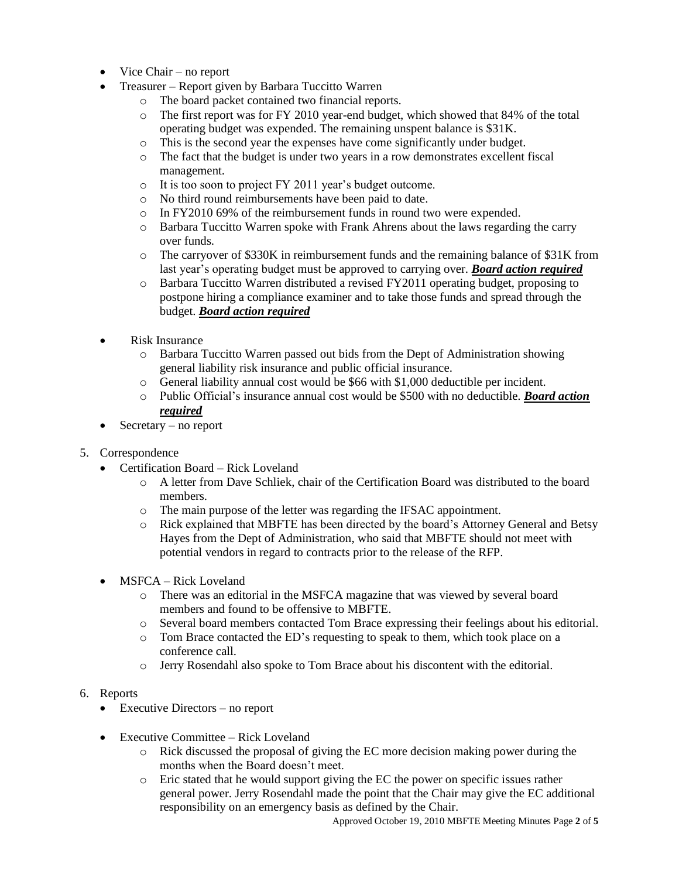- Vice Chair – no report
- Treasurer – Report given by Barbara Tuccitto Warren
  - The board packet contained two financial reports.
  - The first report was for FY 2010 year-end budget, which showed that 84% of the total operating budget was expended. The remaining unspent balance is $31K.
  - This is the second year the expenses have come significantly under budget.
  - The fact that the budget is under two years in a row demonstrates excellent fiscal management.
  - It is too soon to project FY 2011 year's budget outcome.
  - No third round reimbursements have been paid to date.
  - In FY2010 69% of the reimbursement funds in round two were expended.
  - Barbara Tuccitto Warren spoke with Frank Ahrens about the laws regarding the carry over funds.
  - The carryover of $330K in reimbursement funds and the remaining balance of $31K from last year's operating budget must be approved to carrying over. ***Board action required***
  - Barbara Tuccitto Warren distributed a revised FY2011 operating budget, proposing to postpone hiring a compliance examiner and to take those funds and spread through the budget. ***Board action required***
- Risk Insurance
  - Barbara Tuccitto Warren passed out bids from the Dept of Administration showing general liability risk insurance and public official insurance.
  - General liability annual cost would be $66 with $1,000 deductible per incident.
  - Public Official's insurance annual cost would be $500 with no deductible. ***Board action required***
- Secretary – no report

5. Correspondence
   - Certification Board – Rick Loveland
     - A letter from Dave Schliek, chair of the Certification Board was distributed to the board members.
     - The main purpose of the letter was regarding the IFSAC appointment.
     - Rick explained that MBFTE has been directed by the board's Attorney General and Betsy Hayes from the Dept of Administration, who said that MBFTE should not meet with potential vendors in regard to contracts prior to the release of the RFP.
   - MSFCA – Rick Loveland
     - There was an editorial in the MSFCA magazine that was viewed by several board members and found to be offensive to MBFTE.
     - Several board members contacted Tom Brace expressing their feelings about his editorial.
     - Tom Brace contacted the ED's requesting to speak to them, which took place on a conference call.
     - Jerry Rosendahl also spoke to Tom Brace about his discontent with the editorial.

6. Reports
   - Executive Directors – no report
   - Executive Committee – Rick Loveland
     - Rick discussed the proposal of giving the EC more decision making power during the months when the Board doesn't meet.
     - Eric stated that he would support giving the EC the power on specific issues rather general power. Jerry Rosendahl made the point that the Chair may give the EC additional responsibility on an emergency basis as defined by the Chair.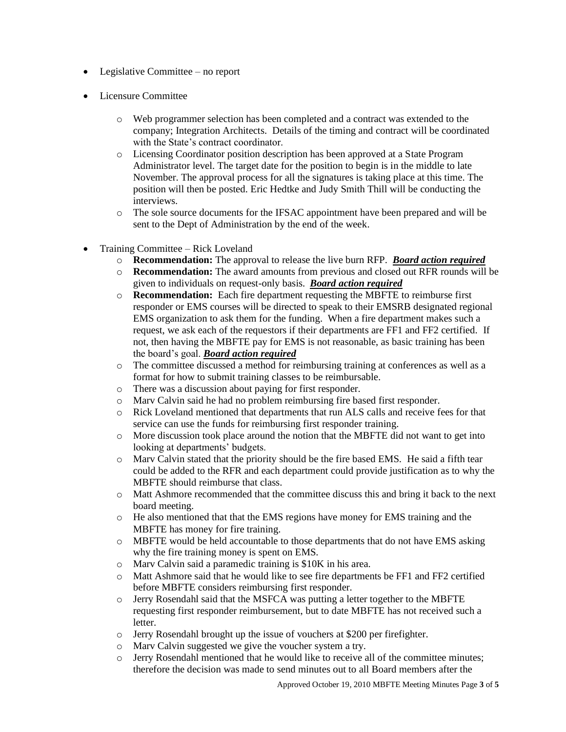- Legislative Committee – no report
- Licensure Committee
  - Web programmer selection has been completed and a contract was extended to the company; Integration Architects. Details of the timing and contract will be coordinated with the State's contract coordinator.
  - Licensing Coordinator position description has been approved at a State Program Administrator level. The target date for the position to begin is in the middle to late November. The approval process for all the signatures is taking place at this time. The position will then be posted. Eric Hedtke and Judy Smith Thill will be conducting the interviews.
  - The sole source documents for the IFSAC appointment have been prepared and will be sent to the Dept of Administration by the end of the week.
- Training Committee – Rick Loveland
  - **Recommendation:** The approval to release the live burn RFP. ***Board action required***
  - **Recommendation:** The award amounts from previous and closed out RFR rounds will be given to individuals on request-only basis. ***Board action required***
  - **Recommendation:** Each fire department requesting the MBFTE to reimburse first responder or EMS courses will be directed to speak to their EMSRB designated regional EMS organization to ask them for the funding. When a fire department makes such a request, we ask each of the requestors if their departments are FF1 and FF2 certified. If not, then having the MBFTE pay for EMS is not reasonable, as basic training has been the board's goal. ***Board action required***
  - The committee discussed a method for reimbursing training at conferences as well as a format for how to submit training classes to be reimbursable.
  - There was a discussion about paying for first responder.
  - Marv Calvin said he had no problem reimbursing fire based first responder.
  - Rick Loveland mentioned that departments that run ALS calls and receive fees for that service can use the funds for reimbursing first responder training.
  - More discussion took place around the notion that the MBFTE did not want to get into looking at departments' budgets.
  - Marv Calvin stated that the priority should be the fire based EMS. He said a fifth tear could be added to the RFR and each department could provide justification as to why the MBFTE should reimburse that class.
  - Matt Ashmore recommended that the committee discuss this and bring it back to the next board meeting.
  - He also mentioned that that the EMS regions have money for EMS training and the MBFTE has money for fire training.
  - MBFTE would be held accountable to those departments that do not have EMS asking why the fire training money is spent on EMS.
  - Marv Calvin said a paramedic training is $10K in his area.
  - Matt Ashmore said that he would like to see fire departments be FF1 and FF2 certified before MBFTE considers reimbursing first responder.
  - Jerry Rosendahl said that the MSFCA was putting a letter together to the MBFTE requesting first responder reimbursement, but to date MBFTE has not received such a letter.
  - Jerry Rosendahl brought up the issue of vouchers at $200 per firefighter.
  - Marv Calvin suggested we give the voucher system a try.
  - Jerry Rosendahl mentioned that he would like to receive all of the committee minutes; therefore the decision was made to send minutes out to all Board members after the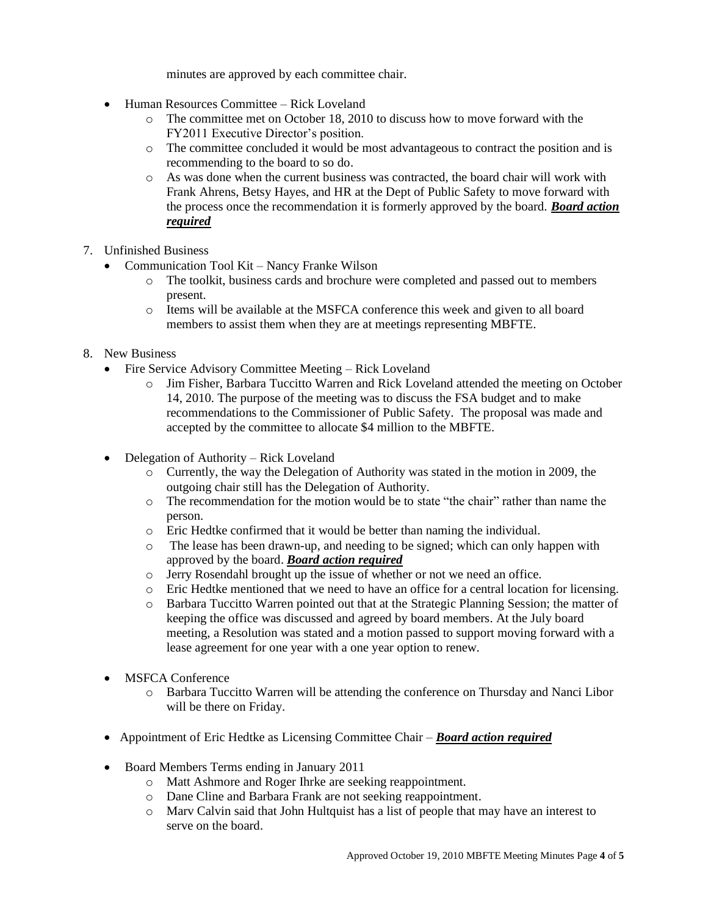minutes are approved by each committee chair.

- Human Resources Committee – Rick Loveland
    - The committee met on October 18, 2010 to discuss how to move forward with the FY2011 Executive Director's position.
    - The committee concluded it would be most advantageous to contract the position and is recommending to the board to so do.
    - As was done when the current business was contracted, the board chair will work with Frank Ahrens, Betsy Hayes, and HR at the Dept of Public Safety to move forward with the process once the recommendation it is formerly approved by the board. ***Board action required***

7. Unfinished Business
    - Communication Tool Kit – Nancy Franke Wilson
        - The toolkit, business cards and brochure were completed and passed out to members present.
        - Items will be available at the MSFCA conference this week and given to all board members to assist them when they are at meetings representing MBFTE.

8. New Business
    - Fire Service Advisory Committee Meeting – Rick Loveland
        - Jim Fisher, Barbara Tuccitto Warren and Rick Loveland attended the meeting on October 14, 2010. The purpose of the meeting was to discuss the FSA budget and to make recommendations to the Commissioner of Public Safety. The proposal was made and accepted by the committee to allocate $4 million to the MBFTE.
    - Delegation of Authority – Rick Loveland
        - Currently, the way the Delegation of Authority was stated in the motion in 2009, the outgoing chair still has the Delegation of Authority.
        - The recommendation for the motion would be to state "the chair" rather than name the person.
        - Eric Hedtke confirmed that it would be better than naming the individual.
        - The lease has been drawn-up, and needing to be signed; which can only happen with approved by the board. ***Board action required***
        - Jerry Rosendahl brought up the issue of whether or not we need an office.
        - Eric Hedtke mentioned that we need to have an office for a central location for licensing.
        - Barbara Tuccitto Warren pointed out that at the Strategic Planning Session; the matter of keeping the office was discussed and agreed by board members. At the July board meeting, a Resolution was stated and a motion passed to support moving forward with a lease agreement for one year with a one year option to renew.
    - MSFCA Conference
        - Barbara Tuccitto Warren will be attending the conference on Thursday and Nanci Libor will be there on Friday.
    - Appointment of Eric Hedtke as Licensing Committee Chair – ***Board action required***
    - Board Members Terms ending in January 2011
        - Matt Ashmore and Roger Ihrke are seeking reappointment.
        - Dane Cline and Barbara Frank are not seeking reappointment.
        - Marv Calvin said that John Hultquist has a list of people that may have an interest to serve on the board.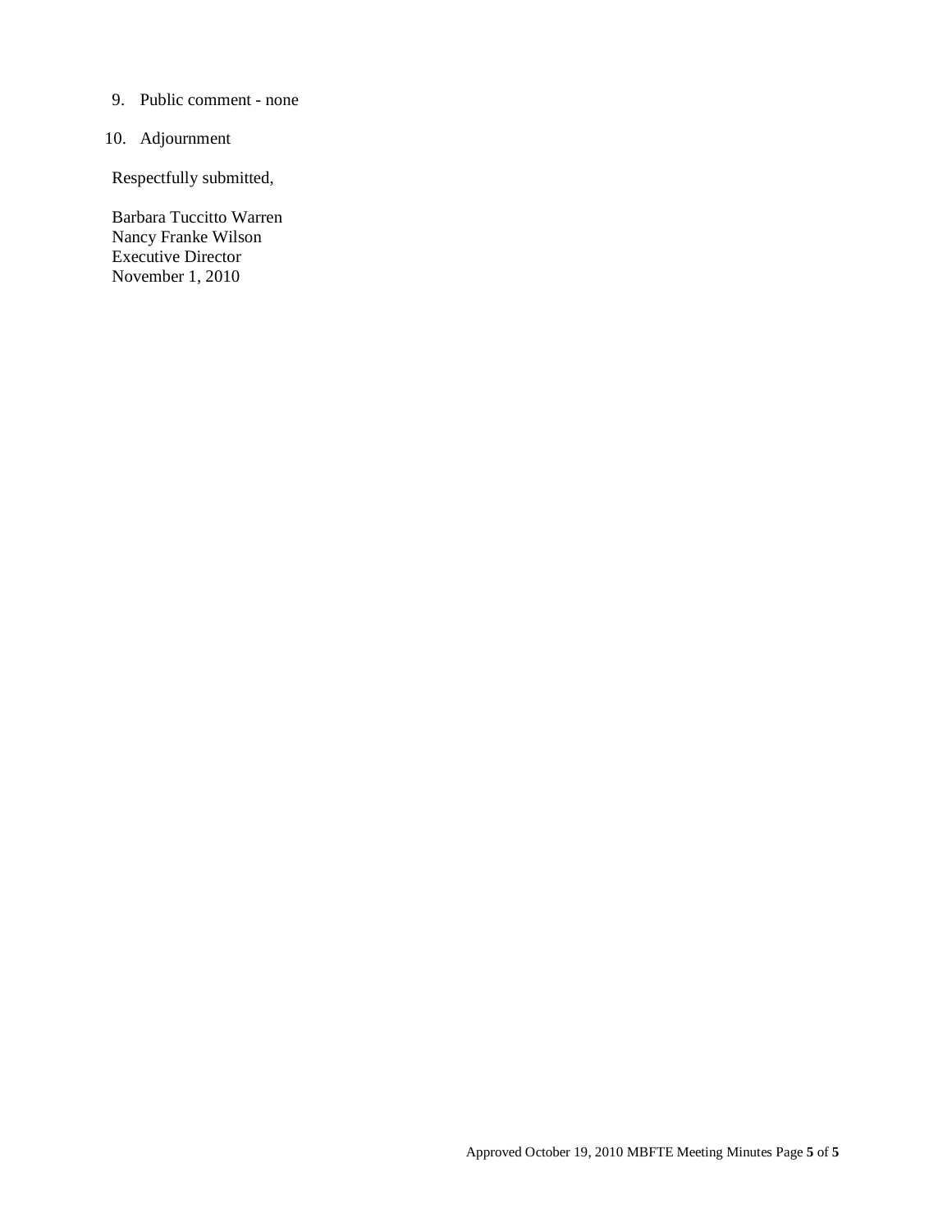9. Public comment - none

10. Adjournment

Respectfully submitted,

Barbara Tuccitto Warren  
Nancy Franke Wilson  
Executive Director  
November 1, 2010